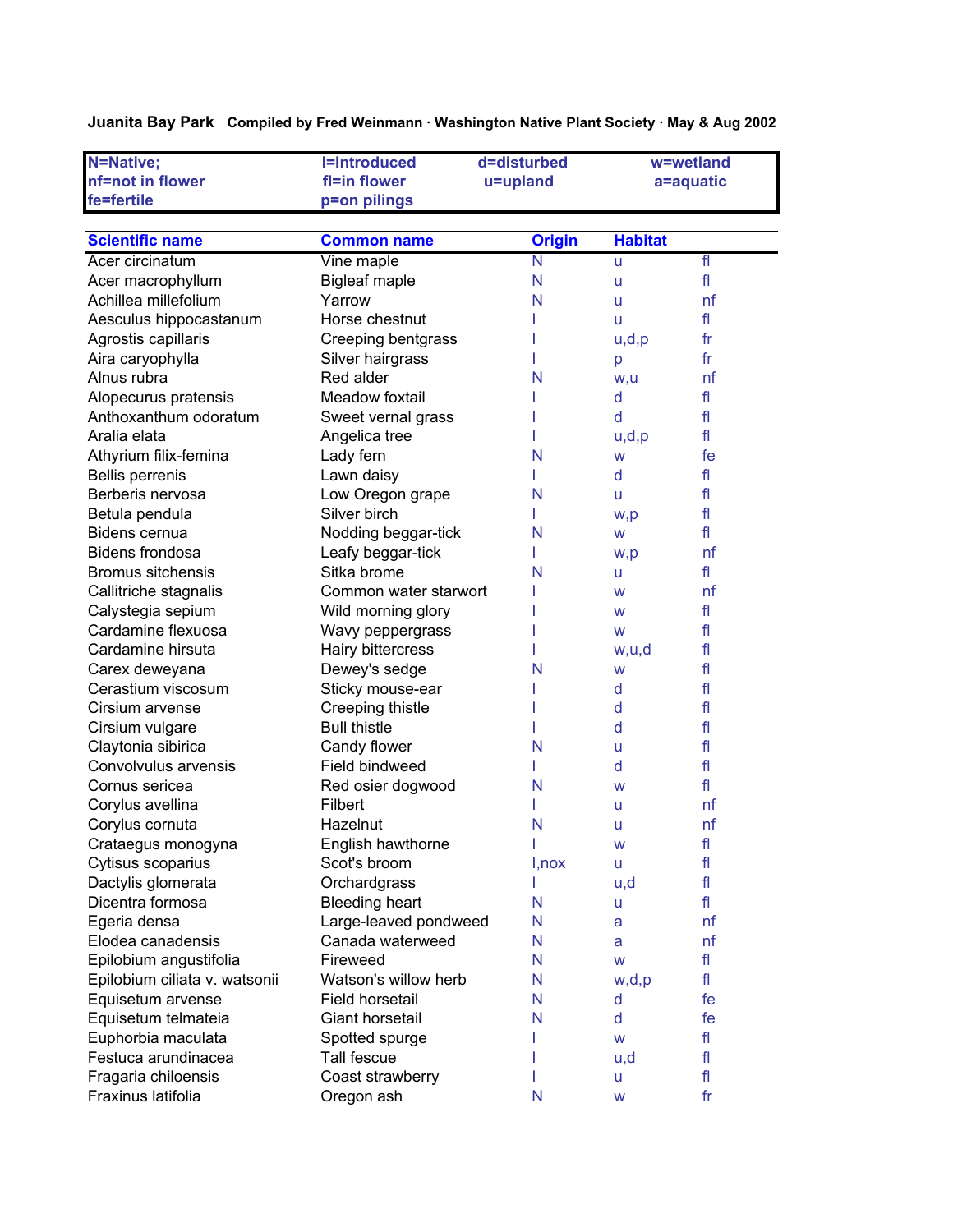**Juanita Bay Park** Compiled by Fred Weinmann · Washington Native Plant Society · May & Aug 2002

| N=Native; | I=Introduced | d=disturbed | w=wetland |
|---|---|---|---|
| nf=not in flower | fl=in flower | u=upland | a=aquatic |
| fe=fertile | p=on pilings | | |

| Scientific name | Common name | Origin | Habitat | |
|---|---|---|---|---|
| Acer circinatum | Vine maple | N | u | fl |
| Acer macrophyllum | Bigleaf maple | N | u | fl |
| Achillea millefolium | Yarrow | N | u | nf |
| Aesculus hippocastanum | Horse chestnut | I | u | fl |
| Agrostis capillaris | Creeping bentgrass | I | u,d,p | fr |
| Aira caryophylla | Silver hairgrass | I | p | fr |
| Alnus rubra | Red alder | N | w,u | nf |
| Alopecurus pratensis | Meadow foxtail | I | d | fl |
| Anthoxanthum odoratum | Sweet vernal grass | I | d | fl |
| Aralia elata | Angelica tree | I | u,d,p | fl |
| Athyrium filix-femina | Lady fern | N | w | fe |
| Bellis perrenis | Lawn daisy | I | d | fl |
| Berberis nervosa | Low Oregon grape | N | u | fl |
| Betula pendula | Silver birch | I | w,p | fl |
| Bidens cernua | Nodding beggar-tick | N | w | fl |
| Bidens frondosa | Leafy beggar-tick | I | w,p | nf |
| Bromus sitchensis | Sitka brome | N | u | fl |
| Callitriche stagnalis | Common water starwort | I | w | nf |
| Calystegia sepium | Wild morning glory | I | w | fl |
| Cardamine flexuosa | Wavy peppergrass | I | w | fl |
| Cardamine hirsuta | Hairy bittercress | I | w,u,d | fl |
| Carex deweyana | Dewey's sedge | N | w | fl |
| Cerastium viscosum | Sticky mouse-ear | I | d | fl |
| Cirsium arvense | Creeping thistle | I | d | fl |
| Cirsium vulgare | Bull thistle | I | d | fl |
| Claytonia sibirica | Candy flower | N | u | fl |
| Convolvulus arvensis | Field bindweed | I | d | fl |
| Cornus sericea | Red osier dogwood | N | w | fl |
| Corylus avellina | Filbert | I | u | nf |
| Corylus cornuta | Hazelnut | N | u | nf |
| Crataegus monogyna | English hawthorne | I | w | fl |
| Cytisus scoparius | Scot's broom | I,nox | u | fl |
| Dactylis glomerata | Orchardgrass | I | u,d | fl |
| Dicentra formosa | Bleeding heart | N | u | fl |
| Egeria densa | Large-leaved pondweed | N | a | nf |
| Elodea canadensis | Canada waterweed | N | a | nf |
| Epilobium angustifolia | Fireweed | N | w | fl |
| Epilobium ciliata v. watsonii | Watson's willow herb | N | w,d,p | fl |
| Equisetum arvense | Field horsetail | N | d | fe |
| Equisetum telmateia | Giant horsetail | N | d | fe |
| Euphorbia maculata | Spotted spurge | I | w | fl |
| Festuca arundinacea | Tall fescue | I | u,d | fl |
| Fragaria chiloensis | Coast strawberry | I | u | fl |
| Fraxinus latifolia | Oregon ash | N | w | fr |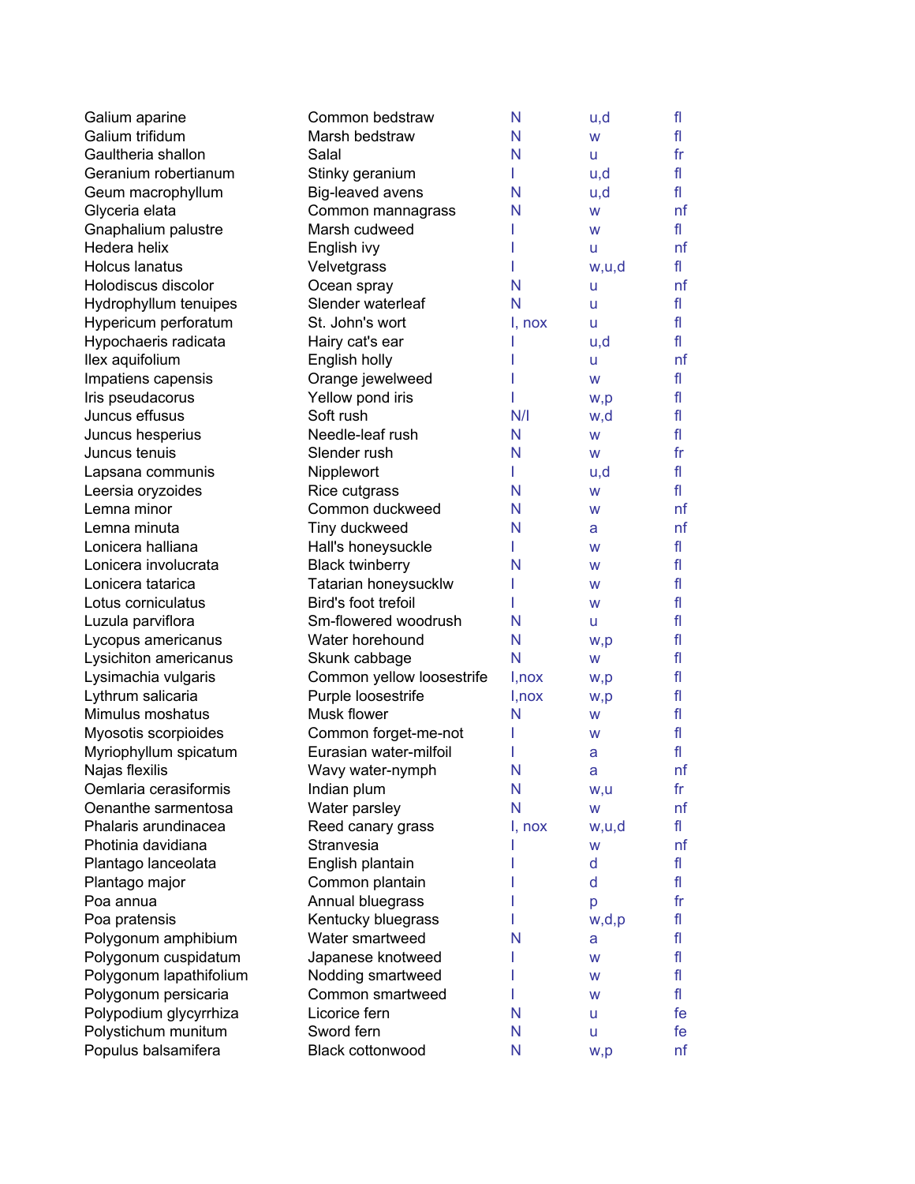| | | | | |
|---|---|---|---|---|
| Galium aparine | Common bedstraw | N | u,d | fl |
| Galium trifidum | Marsh bedstraw | N | w | fl |
| Gaultheria shallon | Salal | N | u | fr |
| Geranium robertianum | Stinky geranium | I | u,d | fl |
| Geum macrophyllum | Big-leaved avens | N | u,d | fl |
| Glyceria elata | Common mannagrass | N | w | nf |
| Gnaphalium palustre | Marsh cudweed | I | w | fl |
| Hedera helix | English ivy | I | u | nf |
| Holcus lanatus | Velvetgrass | I | w,u,d | fl |
| Holodiscus discolor | Ocean spray | N | u | nf |
| Hydrophyllum tenuipes | Slender waterleaf | N | u | fl |
| Hypericum perforatum | St. John's wort | I, nox | u | fl |
| Hypochaeris radicata | Hairy cat's ear | I | u,d | fl |
| Ilex aquifolium | English holly | I | u | nf |
| Impatiens capensis | Orange jewelweed | I | w | fl |
| Iris pseudacorus | Yellow pond iris | I | w,p | fl |
| Juncus effusus | Soft rush | N/I | w,d | fl |
| Juncus hesperius | Needle-leaf rush | N | w | fl |
| Juncus tenuis | Slender rush | N | w | fr |
| Lapsana communis | Nipplewort | I | u,d | fl |
| Leersia oryzoides | Rice cutgrass | N | w | fl |
| Lemna minor | Common duckweed | N | w | nf |
| Lemna minuta | Tiny duckweed | N | a | nf |
| Lonicera halliana | Hall's honeysuckle | I | w | fl |
| Lonicera involucrata | Black twinberry | N | w | fl |
| Lonicera tatarica | Tatarian honeysucklw | I | w | fl |
| Lotus corniculatus | Bird's foot trefoil | I | w | fl |
| Luzula parviflora | Sm-flowered woodrush | N | u | fl |
| Lycopus americanus | Water horehound | N | w,p | fl |
| Lysichiton americanus | Skunk cabbage | N | w | fl |
| Lysimachia vulgaris | Common yellow loosestrife | I,nox | w,p | fl |
| Lythrum salicaria | Purple loosestrife | I,nox | w,p | fl |
| Mimulus moshatus | Musk flower | N | w | fl |
| Myosotis scorpioides | Common forget-me-not | I | w | fl |
| Myriophyllum spicatum | Eurasian water-milfoil | I | a | fl |
| Najas flexilis | Wavy water-nymph | N | a | nf |
| Oemlaria cerasiformis | Indian plum | N | w,u | fr |
| Oenanthe sarmentosa | Water parsley | N | w | nf |
| Phalaris arundinacea | Reed canary grass | I, nox | w,u,d | fl |
| Photinia davidiana | Stranvesia | I | w | nf |
| Plantago lanceolata | English plantain | I | d | fl |
| Plantago major | Common plantain | I | d | fl |
| Poa annua | Annual bluegrass | I | p | fr |
| Poa pratensis | Kentucky bluegrass | I | w,d,p | fl |
| Polygonum amphibium | Water smartweed | N | a | fl |
| Polygonum cuspidatum | Japanese knotweed | I | w | fl |
| Polygonum lapathifolium | Nodding smartweed | I | w | fl |
| Polygonum persicaria | Common smartweed | I | w | fl |
| Polypodium glycyrrhiza | Licorice fern | N | u | fe |
| Polystichum munitum | Sword fern | N | u | fe |
| Populus balsamifera | Black cottonwood | N | w,p | nf |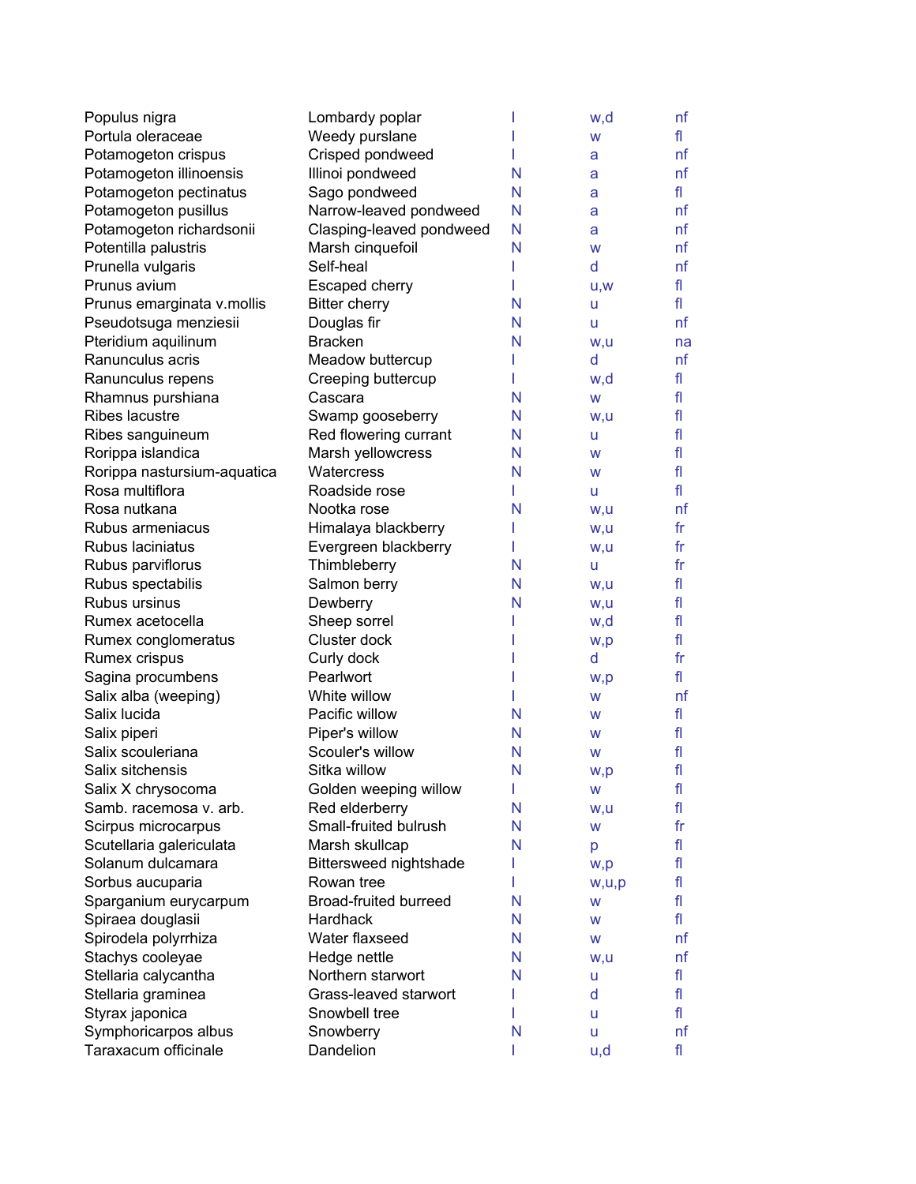| | | | | |
|---|---|---|---|---|
| Populus nigra | Lombardy poplar | I | w,d | nf |
| Portula oleraceae | Weedy purslane | I | w | fl |
| Potamogeton crispus | Crisped pondweed | I | a | nf |
| Potamogeton illinoensis | Illinoi pondweed | N | a | nf |
| Potamogeton pectinatus | Sago pondweed | N | a | fl |
| Potamogeton pusillus | Narrow-leaved pondweed | N | a | nf |
| Potamogeton richardsonii | Clasping-leaved pondweed | N | a | nf |
| Potentilla palustris | Marsh cinquefoil | N | w | nf |
| Prunella vulgaris | Self-heal | I | d | nf |
| Prunus avium | Escaped cherry | I | u,w | fl |
| Prunus emarginata v.mollis | Bitter cherry | N | u | fl |
| Pseudotsuga menziesii | Douglas fir | N | u | nf |
| Pteridium aquilinum | Bracken | N | w,u | na |
| Ranunculus acris | Meadow buttercup | I | d | nf |
| Ranunculus repens | Creeping buttercup | I | w,d | fl |
| Rhamnus purshiana | Cascara | N | w | fl |
| Ribes lacustre | Swamp gooseberry | N | w,u | fl |
| Ribes sanguineum | Red flowering currant | N | u | fl |
| Rorippa islandica | Marsh yellowcress | N | w | fl |
| Rorippa nastursium-aquatica | Watercress | N | w | fl |
| Rosa multiflora | Roadside rose | I | u | fl |
| Rosa nutkana | Nootka rose | N | w,u | nf |
| Rubus armeniacus | Himalaya blackberry | I | w,u | fr |
| Rubus laciniatus | Evergreen blackberry | I | w,u | fr |
| Rubus parviflorus | Thimbleberry | N | u | fr |
| Rubus spectabilis | Salmon berry | N | w,u | fl |
| Rubus ursinus | Dewberry | N | w,u | fl |
| Rumex acetocella | Sheep sorrel | I | w,d | fl |
| Rumex conglomeratus | Cluster dock | I | w,p | fl |
| Rumex crispus | Curly dock | I | d | fr |
| Sagina procumbens | Pearlwort | I | w,p | fl |
| Salix alba (weeping) | White willow | I | w | nf |
| Salix lucida | Pacific willow | N | w | fl |
| Salix piperi | Piper's willow | N | w | fl |
| Salix scouleriana | Scouler's willow | N | w | fl |
| Salix sitchensis | Sitka willow | N | w,p | fl |
| Salix X chrysocoma | Golden weeping willow | I | w | fl |
| Samb. racemosa v. arb. | Red elderberry | N | w,u | fl |
| Scirpus microcarpus | Small-fruited bulrush | N | w | fr |
| Scutellaria galericulata | Marsh skullcap | N | p | fl |
| Solanum dulcamara | Bittersweed nightshade | I | w,p | fl |
| Sorbus aucuparia | Rowan tree | I | w,u,p | fl |
| Sparganium eurycarpum | Broad-fruited burreed | N | w | fl |
| Spiraea douglasii | Hardhack | N | w | fl |
| Spirodela polyrrhiza | Water flaxseed | N | w | nf |
| Stachys cooleyae | Hedge nettle | N | w,u | nf |
| Stellaria calycantha | Northern starwort | N | u | fl |
| Stellaria graminea | Grass-leaved starwort | I | d | fl |
| Styrax japonica | Snowbell tree | I | u | fl |
| Symphoricarpos albus | Snowberry | N | u | nf |
| Taraxacum officinale | Dandelion | I | u,d | fl |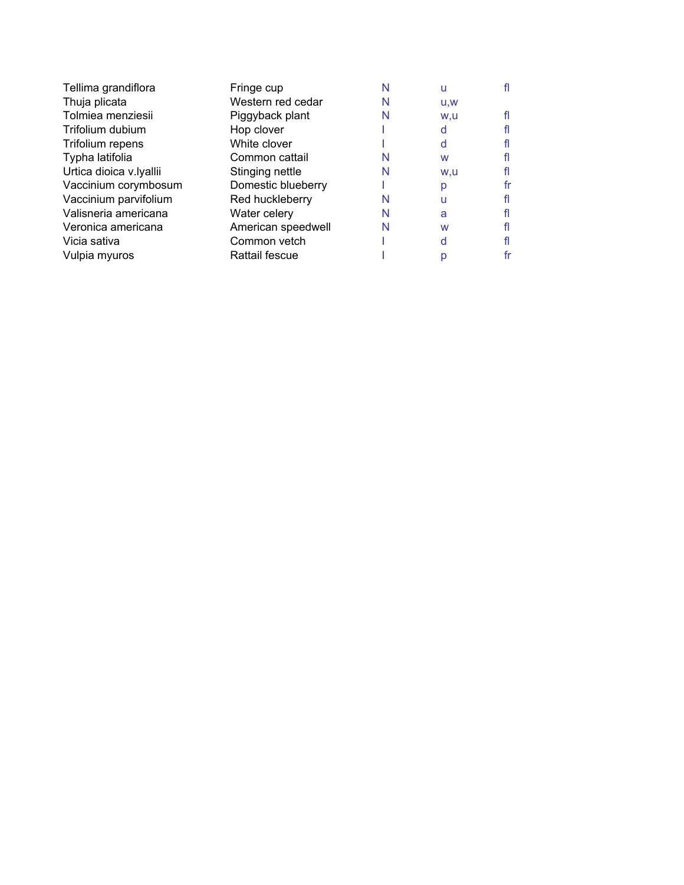| | | | | |
|---|---|---|---|---|
| Tellima grandiflora | Fringe cup | N | u | fl |
| Thuja plicata | Western red cedar | N | u,w | |
| Tolmiea menziesii | Piggyback plant | N | w,u | fl |
| Trifolium dubium | Hop clover | I | d | fl |
| Trifolium repens | White clover | I | d | fl |
| Typha latifolia | Common cattail | N | w | fl |
| Urtica dioica v.lyallii | Stinging nettle | N | w,u | fl |
| Vaccinium corymbosum | Domestic blueberry | I | p | fr |
| Vaccinium parvifolium | Red huckleberry | N | u | fl |
| Valisneria americana | Water celery | N | a | fl |
| Veronica americana | American speedwell | N | w | fl |
| Vicia sativa | Common vetch | I | d | fl |
| Vulpia myuros | Rattail fescue | I | p | fr |